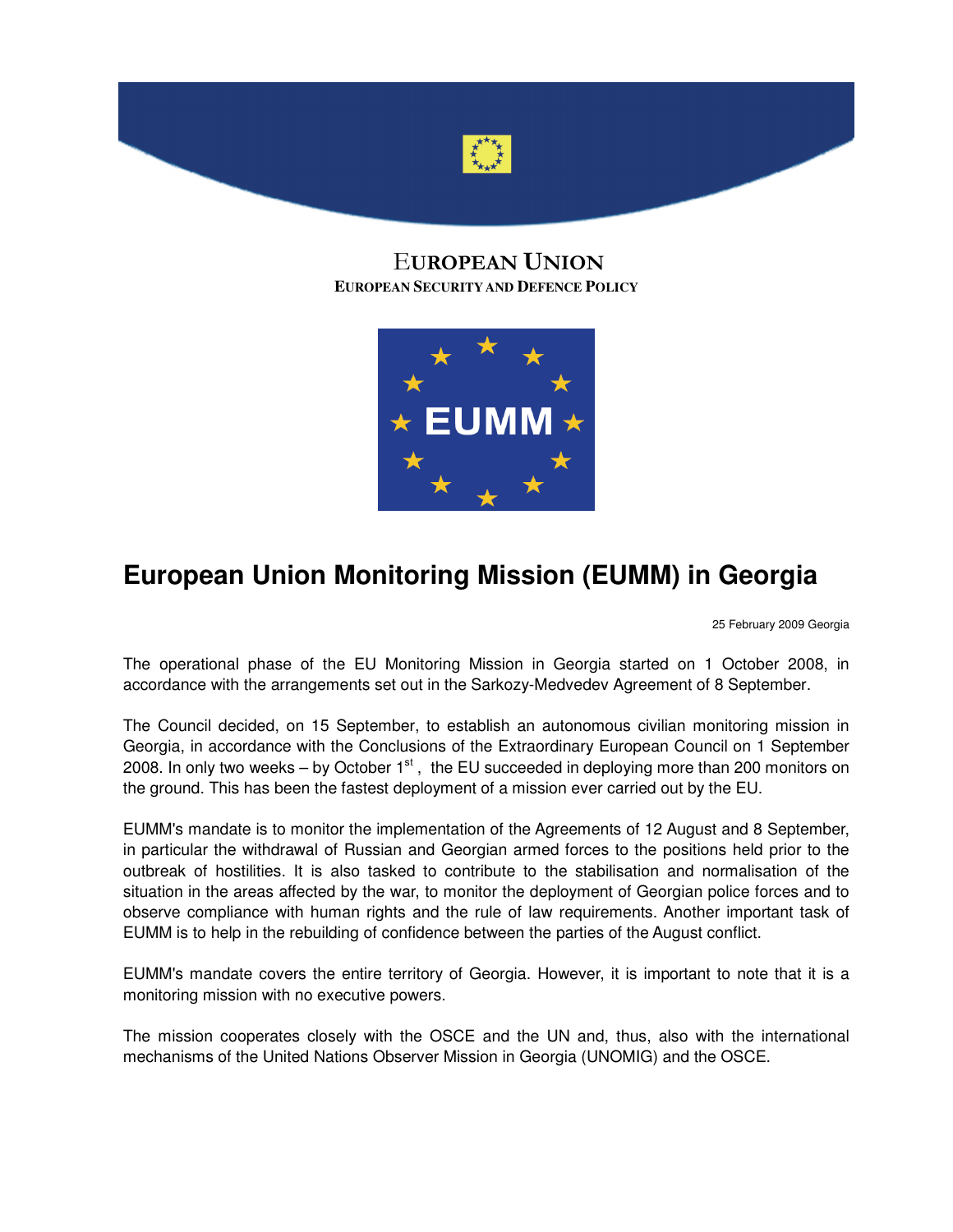EUROPEAN UNION

EUROPEAN SECURITY AND DEFENCE POLICY

EUMM

# European Union Monitoring Mission (EUMM) in Georgia

25 February 2009 Georgia

The operational phase of the EU Monitoring Mission in Georgia started on 1 October 2008, in accordance with the arrangements set out in the Sarkozy-Medvedev Agreement of 8 September.

The Council decided, on 15 September, to establish an autonomous civilian monitoring mission in Georgia, in accordance with the Conclusions of the Extraordinary European Council on 1 September 2008. In only two weeks – by October 1st, the EU succeeded in deploying more than 200 monitors on the ground. This has been the fastest deployment of a mission ever carried out by the EU.

EUMM's mandate is to monitor the implementation of the Agreements of 12 August and 8 September, in particular the withdrawal of Russian and Georgian armed forces to the positions held prior to the outbreak of hostilities. It is also tasked to contribute to the stabilisation and normalisation of the situation in the areas affected by the war, to monitor the deployment of Georgian police forces and to observe compliance with human rights and the rule of law requirements. Another important task of EUMM is to help in the rebuilding of confidence between the parties of the August conflict.

EUMM's mandate covers the entire territory of Georgia. However, it is important to note that it is a monitoring mission with no executive powers.

The mission cooperates closely with the OSCE and the UN and, thus, also with the international mechanisms of the United Nations Observer Mission in Georgia (UNOMIG) and the OSCE.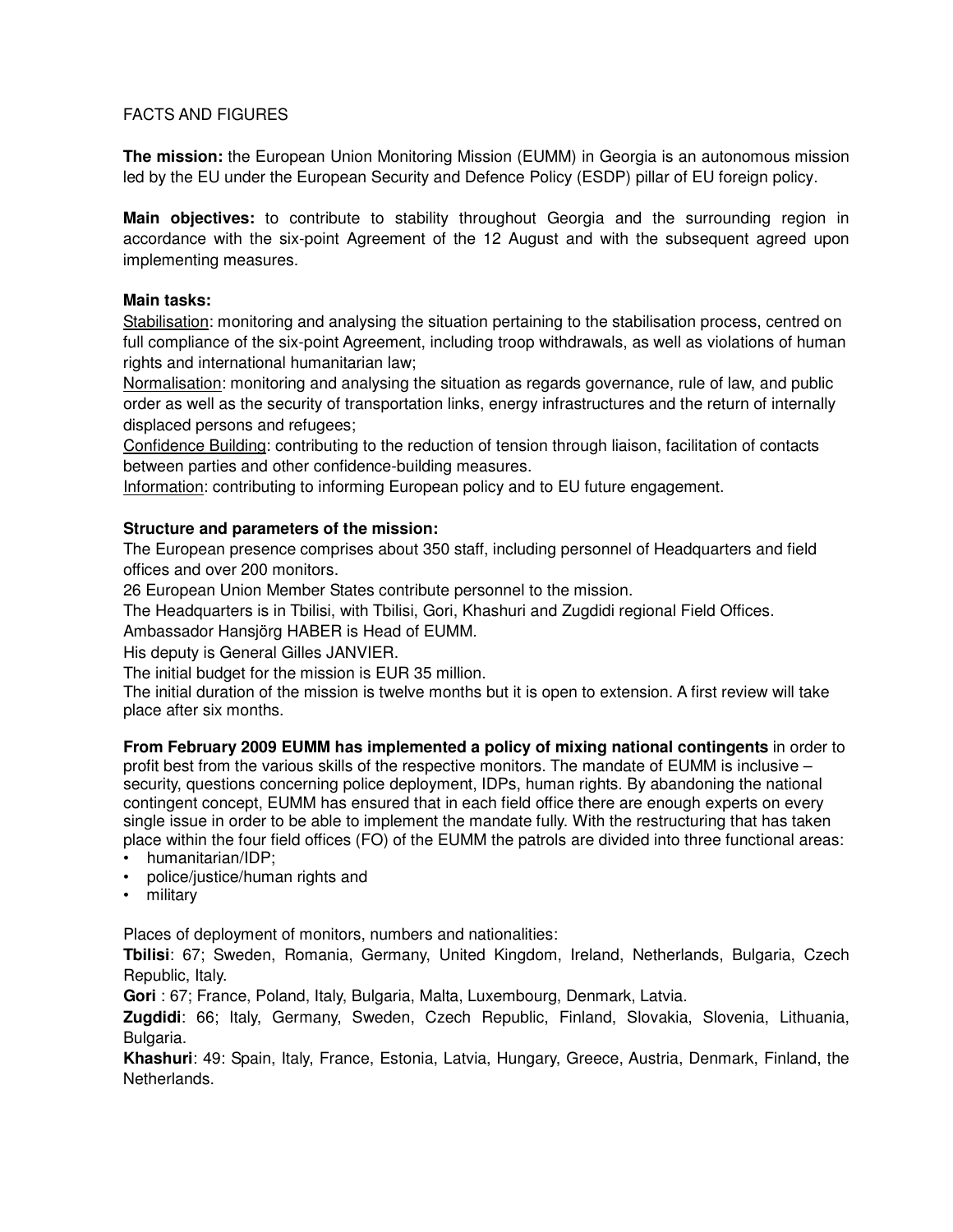FACTS AND FIGURES

**The mission:** the European Union Monitoring Mission (EUMM) in Georgia is an autonomous mission led by the EU under the European Security and Defence Policy (ESDP) pillar of EU foreign policy.

**Main objectives:** to contribute to stability throughout Georgia and the surrounding region in accordance with the six-point Agreement of the 12 August and with the subsequent agreed upon implementing measures.

**Main tasks:**

Stabilisation: monitoring and analysing the situation pertaining to the stabilisation process, centred on full compliance of the six-point Agreement, including troop withdrawals, as well as violations of human rights and international humanitarian law;

Normalisation: monitoring and analysing the situation as regards governance, rule of law, and public order as well as the security of transportation links, energy infrastructures and the return of internally displaced persons and refugees;

Confidence Building: contributing to the reduction of tension through liaison, facilitation of contacts between parties and other confidence-building measures.

Information: contributing to informing European policy and to EU future engagement.

**Structure and parameters of the mission:**

The European presence comprises about 350 staff, including personnel of Headquarters and field offices and over 200 monitors.

26 European Union Member States contribute personnel to the mission.

The Headquarters is in Tbilisi, with Tbilisi, Gori, Khashuri and Zugdidi regional Field Offices.

Ambassador Hansjörg HABER is Head of EUMM.

His deputy is General Gilles JANVIER.

The initial budget for the mission is EUR 35 million.

The initial duration of the mission is twelve months but it is open to extension. A first review will take place after six months.

**From February 2009 EUMM has implemented a policy of mixing national contingents** in order to profit best from the various skills of the respective monitors. The mandate of EUMM is inclusive – security, questions concerning police deployment, IDPs, human rights. By abandoning the national contingent concept, EUMM has ensured that in each field office there are enough experts on every single issue in order to be able to implement the mandate fully. With the restructuring that has taken place within the four field offices (FO) of the EUMM the patrols are divided into three functional areas:

- humanitarian/IDP;
- police/justice/human rights and
- military

Places of deployment of monitors, numbers and nationalities:

**Tbilisi**: 67; Sweden, Romania, Germany, United Kingdom, Ireland, Netherlands, Bulgaria, Czech Republic, Italy.

**Gori** : 67; France, Poland, Italy, Bulgaria, Malta, Luxembourg, Denmark, Latvia.

**Zugdidi**: 66; Italy, Germany, Sweden, Czech Republic, Finland, Slovakia, Slovenia, Lithuania, Bulgaria.

**Khashuri**: 49: Spain, Italy, France, Estonia, Latvia, Hungary, Greece, Austria, Denmark, Finland, the Netherlands.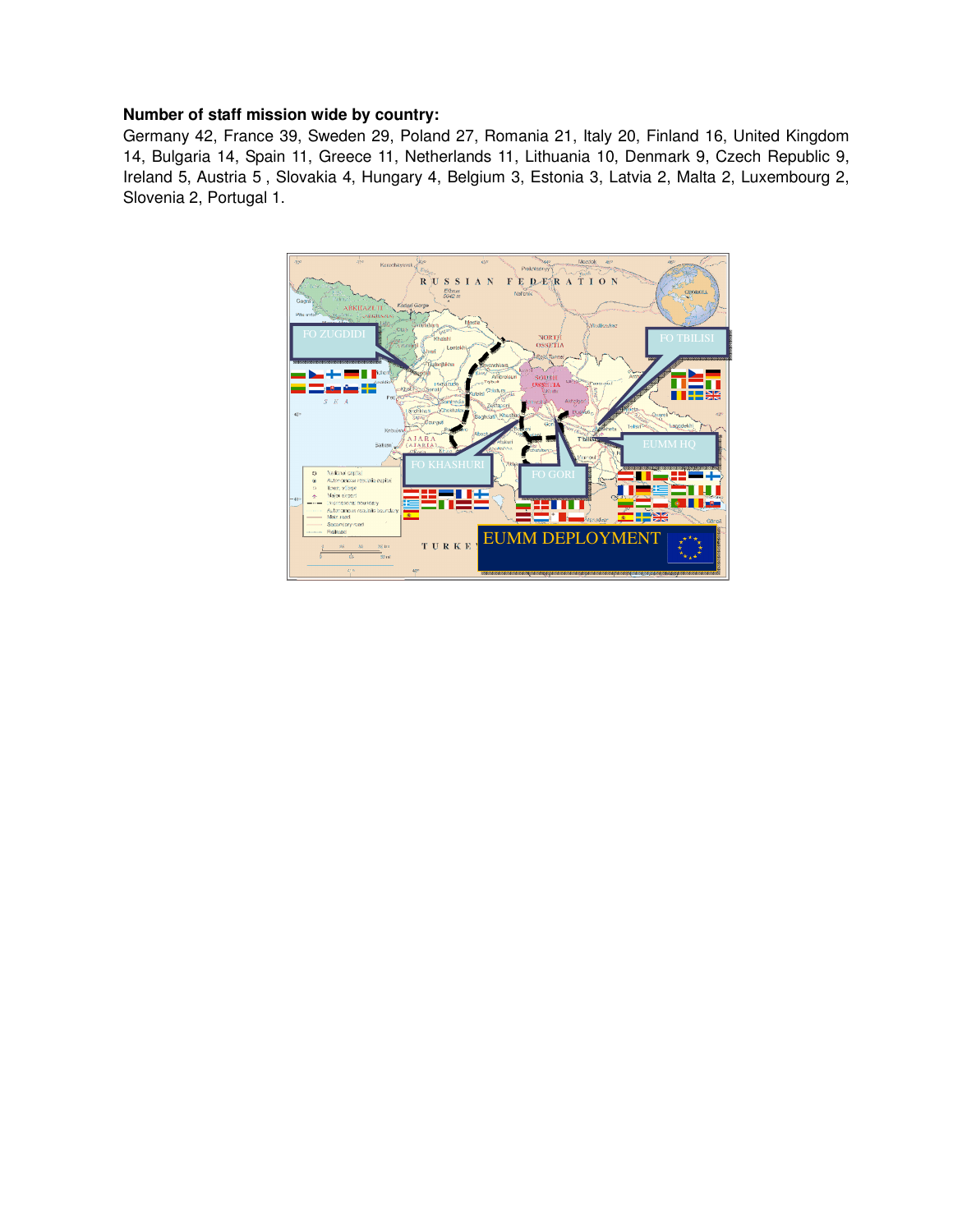**Number of staff mission wide by country:**

Germany 42, France 39, Sweden 29, Poland 27, Romania 21, Italy 20, Finland 16, United Kingdom 14, Bulgaria 14, Spain 11, Greece 11, Netherlands 11, Lithuania 10, Denmark 9, Czech Republic 9, Ireland 5, Austria 5 , Slovakia 4, Hungary 4, Belgium 3, Estonia 3, Latvia 2, Malta 2, Luxembourg 2, Slovenia 2, Portugal 1.

RUSSIAN FEDERATION

FO ZUGDIDI

FO TBILISI

FO KHASHURI

FO GORI

EUMM HQ

SOUTH OSSETIA

NORTH OSSETIA

ABKHAZIA

AJARIA

TURKEY

EUMM DEPLOYMENT